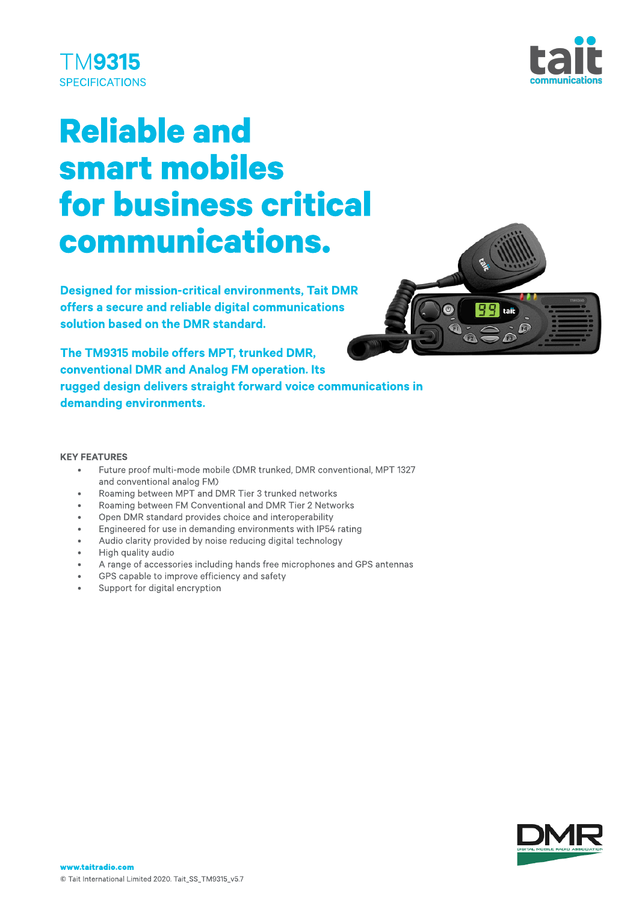# TM9315

SPECIFICATIONS

# Reliable and smart mobiles for business critical communications.

**Designed for mission-critical environments, Tait DMR offers a secure and reliable digital communications solution based on the DMR standard.**

**The TM9315 mobile offers MPT, trunked DMR, conventional DMR and Analog FM operation. Its rugged design delivers straight forward voice communications in demanding environments.**

### KEY FEATURES

- Future proof multi-mode mobile (DMR trunked, DMR conventional, MPT 1327 and conventional analog FM)
- Roaming between MPT and DMR Tier 3 trunked networks
- Roaming between FM Conventional and DMR Tier 2 Networks
- Open DMR standard provides choice and interoperability
- Engineered for use in demanding environments with IP54 rating
- Audio clarity provided by noise reducing digital technology
- High quality audio
- A range of accessories including hands free microphones and GPS antennas
- GPS capable to improve efficiency and safety
- Support for digital encryption

www.taitradio.com

© Tait International Limited 2020. Tait_SS_TM9315_v5.7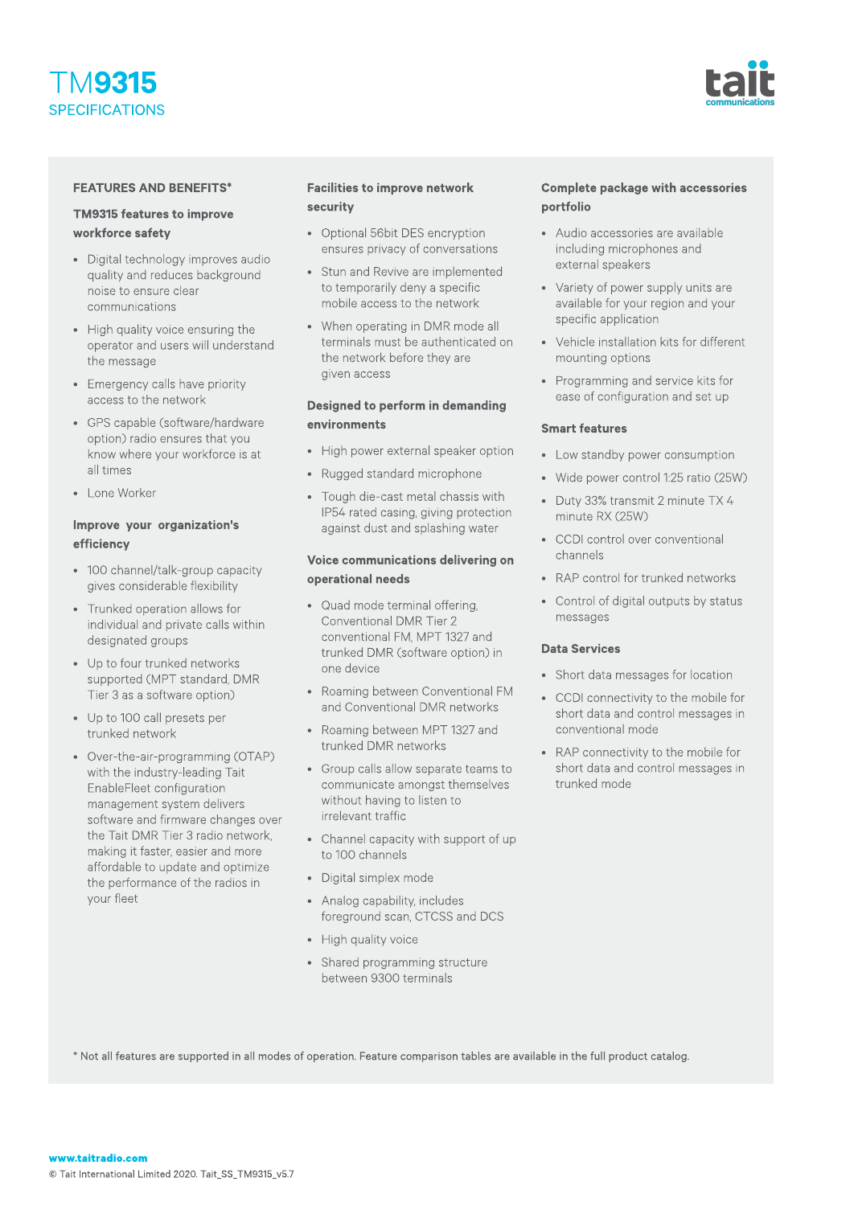# TM9315

SPECIFICATIONS

## FEATURES AND BENEFITS*

### TM9315 features to improve workforce safety

- Digital technology improves audio quality and reduces background noise to ensure clear communications
- High quality voice ensuring the operator and users will understand the message
- Emergency calls have priority access to the network
- GPS capable (software/hardware option) radio ensures that you know where your workforce is at all times
- Lone Worker

### Improve your organization's efficiency

- 100 channel/talk-group capacity gives considerable flexibility
- Trunked operation allows for individual and private calls within designated groups
- Up to four trunked networks supported (MPT standard, DMR Tier 3 as a software option)
- Up to 100 call presets per trunked network
- Over-the-air-programming (OTAP) with the industry-leading Tait EnableFleet configuration management system delivers software and firmware changes over the Tait DMR Tier 3 radio network, making it faster, easier and more affordable to update and optimize the performance of the radios in your fleet

### Facilities to improve network security

- Optional 56bit DES encryption ensures privacy of conversations
- Stun and Revive are implemented to temporarily deny a specific mobile access to the network
- When operating in DMR mode all terminals must be authenticated on the network before they are given access

### Designed to perform in demanding environments

- High power external speaker option
- Rugged standard microphone
- Tough die-cast metal chassis with IP54 rated casing, giving protection against dust and splashing water

### Voice communications delivering on operational needs

- Quad mode terminal offering, Conventional DMR Tier 2 conventional FM, MPT 1327 and trunked DMR (software option) in one device
- Roaming between Conventional FM and Conventional DMR networks
- Roaming between MPT 1327 and trunked DMR networks
- Group calls allow separate teams to communicate amongst themselves without having to listen to irrelevant traffic
- Channel capacity with support of up to 100 channels
- Digital simplex mode
- Analog capability, includes foreground scan, CTCSS and DCS
- High quality voice
- Shared programming structure between 9300 terminals

### Complete package with accessories portfolio

- Audio accessories are available including microphones and external speakers
- Variety of power supply units are available for your region and your specific application
- Vehicle installation kits for different mounting options
- Programming and service kits for ease of configuration and set up

### Smart features

- Low standby power consumption
- Wide power control 1:25 ratio (25W)
- Duty 33% transmit 2 minute TX 4 minute RX (25W)
- CCDI control over conventional channels
- RAP control for trunked networks
- Control of digital outputs by status messages

### Data Services

- Short data messages for location
- CCDI connectivity to the mobile for short data and control messages in conventional mode
- RAP connectivity to the mobile for short data and control messages in trunked mode

* Not all features are supported in all modes of operation. Feature comparison tables are available in the full product catalog.

www.taitradio.com

© Tait International Limited 2020. Tait_SS_TM9315_v5.7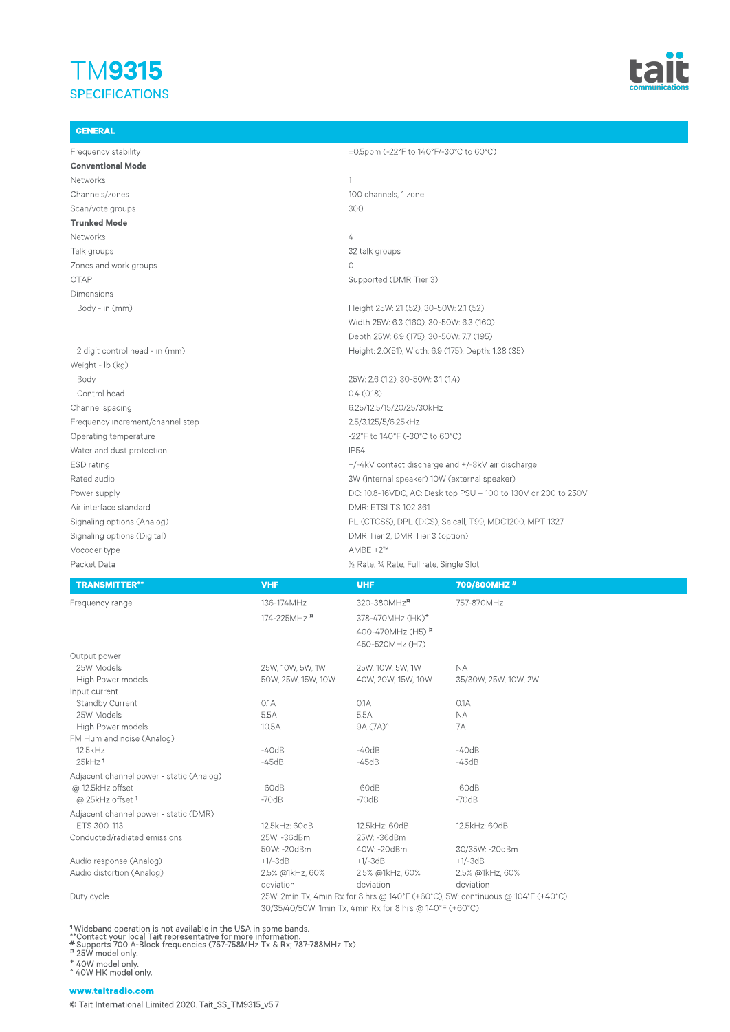# TM9315

## SPECIFICATIONS

| GENERAL | |
|---|---|
| Frequency stability | ±0.5ppm (-22°F to 140°F/-30°C to 60°C) |
| **Conventional Mode** | |
| Networks | 1 |
| Channels/zones | 100 channels, 1 zone |
| Scan/vote groups | 300 |
| **Trunked Mode** | |
| Networks | 4 |
| Talk groups | 32 talk groups |
| Zones and work groups | 0 |
| OTAP | Supported (DMR Tier 3) |
| Dimensions | |
| Body - in (mm) | Height 25W: 2.1 (52), 30-50W: 2.1 (52)<br>Width 25W: 6.3 (160), 30-50W: 6.3 (160)<br>Depth 25W: 6.9 (175), 30-50W: 7.7 (195) |
| 2 digit control head - in (mm) | Height: 2.0(51), Width: 6.9 (175), Depth: 1.38 (35) |
| Weight - lb (kg) | |
| Body | 25W: 2.6 (1.2), 30-50W: 3.1 (1.4) |
| Control head | 0.4 (0.18) |
| Channel spacing | 6.25/12.5/15/20/25/30kHz |
| Frequency increment/channel step | 2.5/3.125/5/6.25kHz |
| Operating temperature | -22°F to 140°F (-30°C to 60°C) |
| Water and dust protection | IP54 |
| ESD rating | +/-4kV contact discharge and +/-8kV air discharge |
| Rated audio | 3W (internal speaker) 10W (external speaker) |
| Power supply | DC: 10.8-16VDC, AC: Desk top PSU – 100 to 130V or 200 to 250V |
| Air interface standard | DMR: ETSI TS 102 361 |
| Signaling options (Analog) | PL (CTCSS), DPL (DCS), Selcall, T99, MDC1200, MPT 1327 |
| Signaling options (Digital) | DMR Tier 2, DMR Tier 3 (option) |
| Vocoder type | AMBE +2™ |
| Packet Data | ½ Rate, ¾ Rate, Full rate, Single Slot |

| TRANSMITTER** | VHF | UHF | 700/800MHZ # |
|---|---|---|---|
| Frequency range | 136-174MHz<br>174-225MHz ¤ | 320-380MHz¤<br>378-470MHz (HK)+<br>400-470MHz (H5) ¤<br>450-520MHz (H7) | 757-870MHz |
| Output power | | | |
| 25W Models | 25W, 10W, 5W, 1W | 25W, 10W, 5W, 1W | NA |
| High Power models | 50W, 25W, 15W, 10W | 40W, 20W, 15W, 10W | 35/30W, 25W, 10W, 2W |
| Input current | | | |
| Standby Current | 0.1A | 0.1A | 0.1A |
| 25W Models | 5.5A | 5.5A | NA |
| High Power models | 10.5A | 9A (7A)^ | 7A |
| FM Hum and noise (Analog) | | | |
| 12.5kHz | -40dB | -40dB | -40dB |
| 25kHz [1] | -45dB | -45dB | -45dB |
| Adjacent channel power - static (Analog) | | | |
| @ 12.5kHz offset | -60dB | -60dB | -60dB |
| @ 25kHz offset [1] | -70dB | -70dB | -70dB |
| Adjacent channel power - static (DMR) | | | |
| ETS 300-113 | 12.5kHz: 60dB | 12.5kHz: 60dB | 12.5kHz: 60dB |
| Conducted/radiated emissions | 25W: -36dBm<br>50W: -20dBm | 25W: -36dBm<br>40W: -20dBm | 30/35W: -20dBm |
| Audio response (Analog) | +1/-3dB | +1/-3dB | +1/-3dB |
| Audio distortion (Analog) | 2.5% @1kHz, 60% deviation | 2.5% @1kHz, 60% deviation | 2.5% @1kHz, 60% deviation |
| Duty cycle | 25W: 2min Tx, 4min Rx for 8 hrs @ 140°F (+60°C), 5W: continuous @ 104°F (+40°C)<br>30/35/40/50W: 1min Tx, 4min Rx for 8 hrs @ 140°F (+60°C) | | |

[1] Wideband operation is not available in the USA in some bands.
** Contact your local Tait representative for more information.
# Supports 700 A-Block frequencies (757-758MHz Tx & Rx; 787-788MHz Tx)
¤ 25W model only.
+ 40W model only.
^ 40W HK model only.

**www.taitradio.com**

© Tait International Limited 2020. Tait_SS_TM9315_v5.7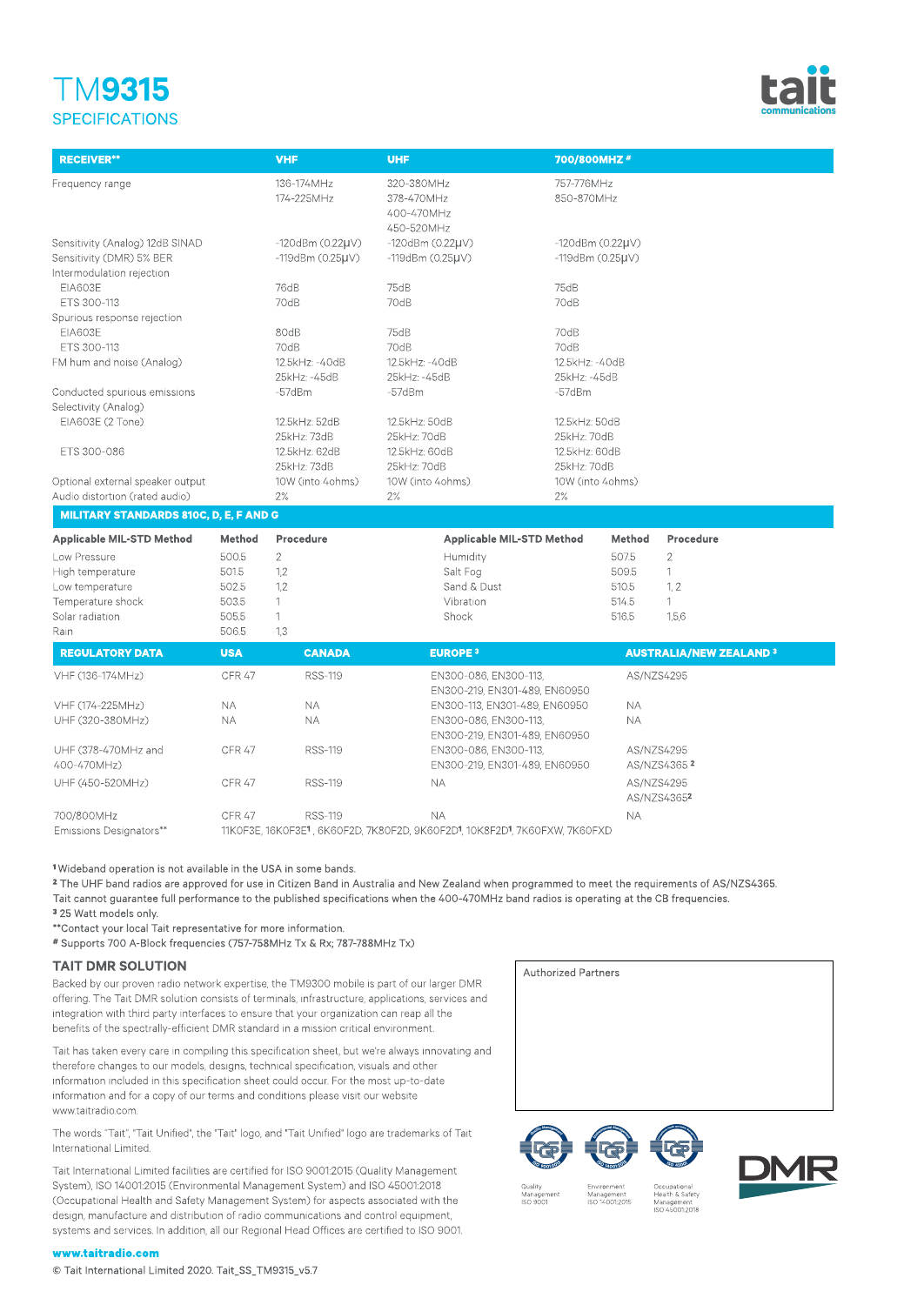# TM9315

## SPECIFICATIONS

| RECEIVER** | VHF | UHF | 700/800MHZ # |
|---|---|---|---|
| Frequency range | 136-174MHz<br>174-225MHz | 320-380MHz<br>378-470MHz<br>400-470MHz<br>450-520MHz | 757-776MHz<br>850-870MHz |
| Sensitivity (Analog) 12dB SINAD | -120dBm (0.22µV) | -120dBm (0.22µV) | -120dBm (0.22µV) |
| Sensitivity (DMR) 5% BER | -119dBm (0.25µV) | -119dBm (0.25µV) | -119dBm (0.25µV) |
| Intermodulation rejection | | | |
| EIA603E | 76dB | 75dB | 75dB |
| ETS 300-113 | 70dB | 70dB | 70dB |
| Spurious response rejection | | | |
| EIA603E | 80dB | 75dB | 70dB |
| ETS 300-113 | 70dB | 70dB | 70dB |
| FM hum and noise (Analog) | 12.5kHz: -40dB<br>25kHz: -45dB | 12.5kHz: -40dB<br>25kHz: -45dB | 12.5kHz: -40dB<br>25kHz: -45dB |
| Conducted spurious emissions | -57dBm | -57dBm | -57dBm |
| Selectivity (Analog) | | | |
| EIA603E (2 Tone) | 12.5kHz: 52dB<br>25kHz: 73dB | 12.5kHz: 50dB<br>25kHz: 70dB | 12.5kHz: 50dB<br>25kHz: 70dB |
| ETS 300-086 | 12.5kHz: 62dB<br>25kHz: 73dB | 12.5kHz: 60dB<br>25kHz: 70dB | 12.5kHz: 60dB<br>25kHz: 70dB |
| Optional external speaker output | 10W (into 4ohms) | 10W (into 4ohms) | 10W (into 4ohms) |
| Audio distortion (rated audio) | 2% | 2% | 2% |

**MILITARY STANDARDS 810C, D, E, F AND G**

| Applicable MIL-STD Method | Method | Procedure | Applicable MIL-STD Method | Method | Procedure |
|---|---|---|---|---|---|
| Low Pressure | 500.5 | 2 | Humidity | 507.5 | 2 |
| High temperature | 501.5 | 1,2 | Salt Fog | 509.5 | 1 |
| Low temperature | 502.5 | 1,2 | Sand & Dust | 510.5 | 1, 2 |
| Temperature shock | 503.5 | 1 | Vibration | 514.5 | 1 |
| Solar radiation | 505.5 | 1 | Shock | 516.5 | 1,5,6 |
| Rain | 506.5 | 1,3 | | | |

| REGULATORY DATA | USA | CANADA | EUROPE [3] | AUSTRALIA/NEW ZEALAND [3] |
|---|---|---|---|---|
| VHF (136-174MHz) | CFR 47 | RSS-119 | EN300-086, EN300-113, EN300-219, EN301-489, EN60950 | AS/NZS4295 |
| VHF (174-225MHz) | NA | NA | EN300-113, EN301-489, EN60950 | NA |
| UHF (320-380MHz) | NA | NA | EN300-086, EN300-113, EN300-219, EN301-489, EN60950 | NA |
| UHF (378-470MHz and 400-470MHz) | CFR 47 | RSS-119 | EN300-086, EN300-113, EN300-219, EN301-489, EN60950 | AS/NZS4295<br>AS/NZS4365 [2] |
| UHF (450-520MHz) | CFR 47 | RSS-119 | NA | AS/NZS4295<br>AS/NZS4365[2] |
| 700/800MHz | CFR 47 | RSS-119 | NA | NA |
| Emissions Designators** | 11K0F3E, 16K0F3E[1], 6K60F2D, 7K80F2D, 9K60F2D[1], 10K8F2D[1], 7K60FXW, 7K60FXD | | | |

[1] Wideband operation is not available in the USA in some bands.
[2] The UHF band radios are approved for use in Citizen Band in Australia and New Zealand when programmed to meet the requirements of AS/NZS4365. Tait cannot guarantee full performance to the published specifications when the 400-470MHz band radios is operating at the CB frequencies.
[3] 25 Watt models only.
**Contact your local Tait representative for more information.
# Supports 700 A-Block frequencies (757-758MHz Tx & Rx; 787-788MHz Tx)

## TAIT DMR SOLUTION

Backed by our proven radio network expertise, the TM9300 mobile is part of our larger DMR offering. The Tait DMR solution consists of terminals, infrastructure, applications, services and integration with third party interfaces to ensure that your organization can reap all the benefits of the spectrally-efficient DMR standard in a mission critical environment.

Tait has taken every care in compiling this specification sheet, but we're always innovating and therefore changes to our models, designs, technical specification, visuals and other information included in this specification sheet could occur. For the most up-to-date information and for a copy of our terms and conditions please visit our website www.taitradio.com.

The words "Tait", "Tait Unified", the "Tait" logo, and "Tait Unified" logo are trademarks of Tait International Limited.

Tait International Limited facilities are certified for ISO 9001:2015 (Quality Management System), ISO 14001:2015 (Environmental Management System) and ISO 45001:2018 (Occupational Health and Safety Management System) for aspects associated with the design, manufacture and distribution of radio communications and control equipment, systems and services. In addition, all our Regional Head Offices are certified to ISO 9001.

Authorized Partners

Quality Management ISO 9001

Environment Management ISO 14001:2015

Occupational Health & Safety Management ISO 45001:2018

**www.taitradio.com**

© Tait International Limited 2020. Tait_SS_TM9315_v5.7